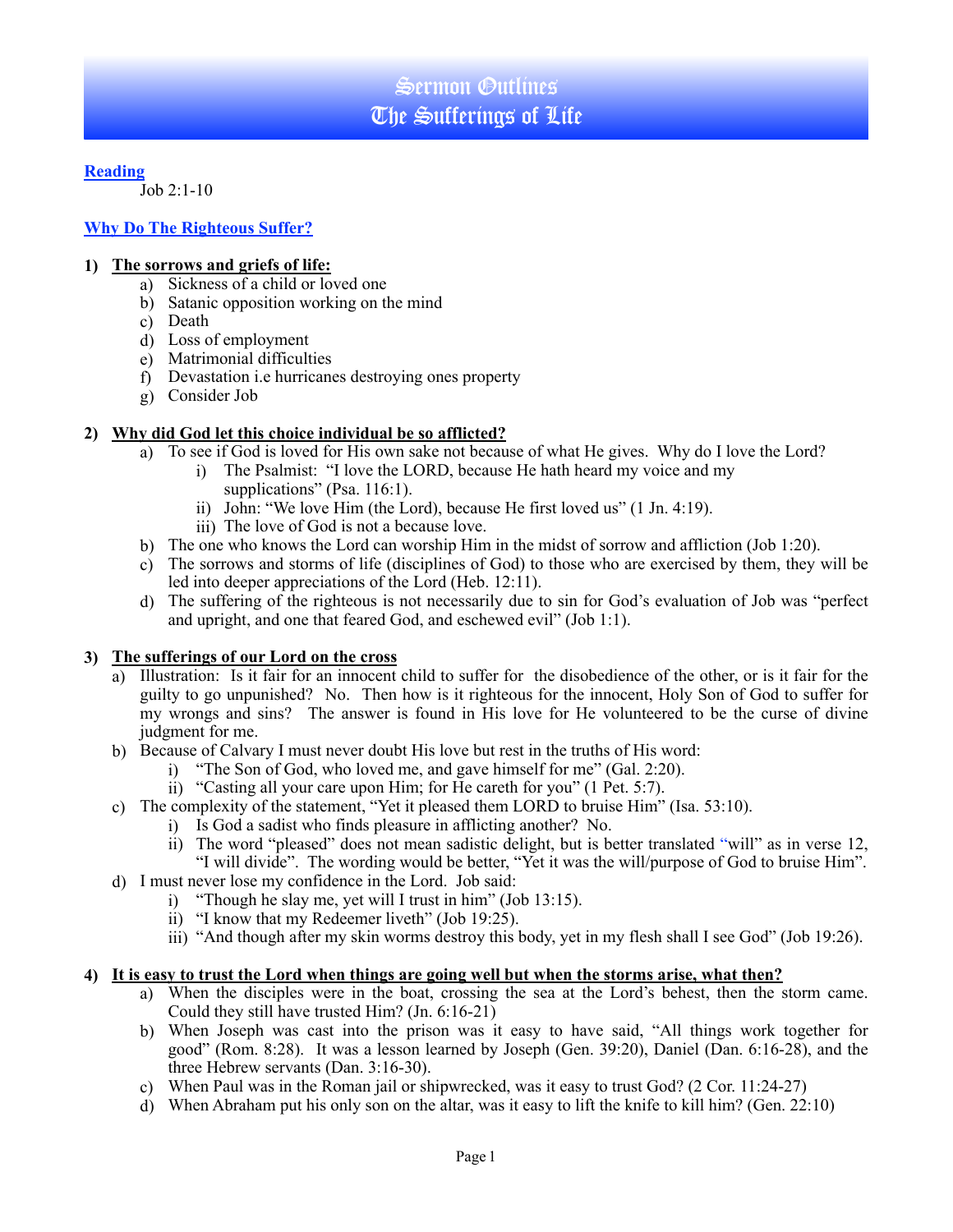# Sermon Outlines
# The Sufferings of Life

**Reading**

Job 2:1-10

## Why Do The Righteous Suffer?

### 1) The sorrows and griefs of life:

a) Sickness of a child or loved one
b) Satanic opposition working on the mind
c) Death
d) Loss of employment
e) Matrimonial difficulties
f) Devastation i.e hurricanes destroying ones property
g) Consider Job

### 2) Why did God let this choice individual be so afflicted?

a) To see if God is loved for His own sake not because of what He gives. Why do I love the Lord?
   i) The Psalmist: "I love the LORD, because He hath heard my voice and my supplications" (Psa. 116:1).
   ii) John: "We love Him (the Lord), because He first loved us" (1 Jn. 4:19).
   iii) The love of God is not a because love.
b) The one who knows the Lord can worship Him in the midst of sorrow and affliction (Job 1:20).
c) The sorrows and storms of life (disciplines of God) to those who are exercised by them, they will be led into deeper appreciations of the Lord (Heb. 12:11).
d) The suffering of the righteous is not necessarily due to sin for God's evaluation of Job was "perfect and upright, and one that feared God, and eschewed evil" (Job 1:1).

### 3) The sufferings of our Lord on the cross

a) Illustration: Is it fair for an innocent child to suffer for the disobedience of the other, or is it fair for the guilty to go unpunished? No. Then how is it righteous for the innocent, Holy Son of God to suffer for my wrongs and sins? The answer is found in His love for He volunteered to be the curse of divine judgment for me.
b) Because of Calvary I must never doubt His love but rest in the truths of His word:
   i) "The Son of God, who loved me, and gave himself for me" (Gal. 2:20).
   ii) "Casting all your care upon Him; for He careth for you" (1 Pet. 5:7).
c) The complexity of the statement, "Yet it pleased them LORD to bruise Him" (Isa. 53:10).
   i) Is God a sadist who finds pleasure in afflicting another? No.
   ii) The word "pleased" does not mean sadistic delight, but is better translated "will" as in verse 12, "I will divide". The wording would be better, "Yet it was the will/purpose of God to bruise Him".
d) I must never lose my confidence in the Lord. Job said:
   i) "Though he slay me, yet will I trust in him" (Job 13:15).
   ii) "I know that my Redeemer liveth" (Job 19:25).
   iii) "And though after my skin worms destroy this body, yet in my flesh shall I see God" (Job 19:26).

### 4) It is easy to trust the Lord when things are going well but when the storms arise, what then?

a) When the disciples were in the boat, crossing the sea at the Lord's behest, then the storm came. Could they still have trusted Him? (Jn. 6:16-21)
b) When Joseph was cast into the prison was it easy to have said, "All things work together for good" (Rom. 8:28). It was a lesson learned by Joseph (Gen. 39:20), Daniel (Dan. 6:16-28), and the three Hebrew servants (Dan. 3:16-30).
c) When Paul was in the Roman jail or shipwrecked, was it easy to trust God? (2 Cor. 11:24-27)
d) When Abraham put his only son on the altar, was it easy to lift the knife to kill him? (Gen. 22:10)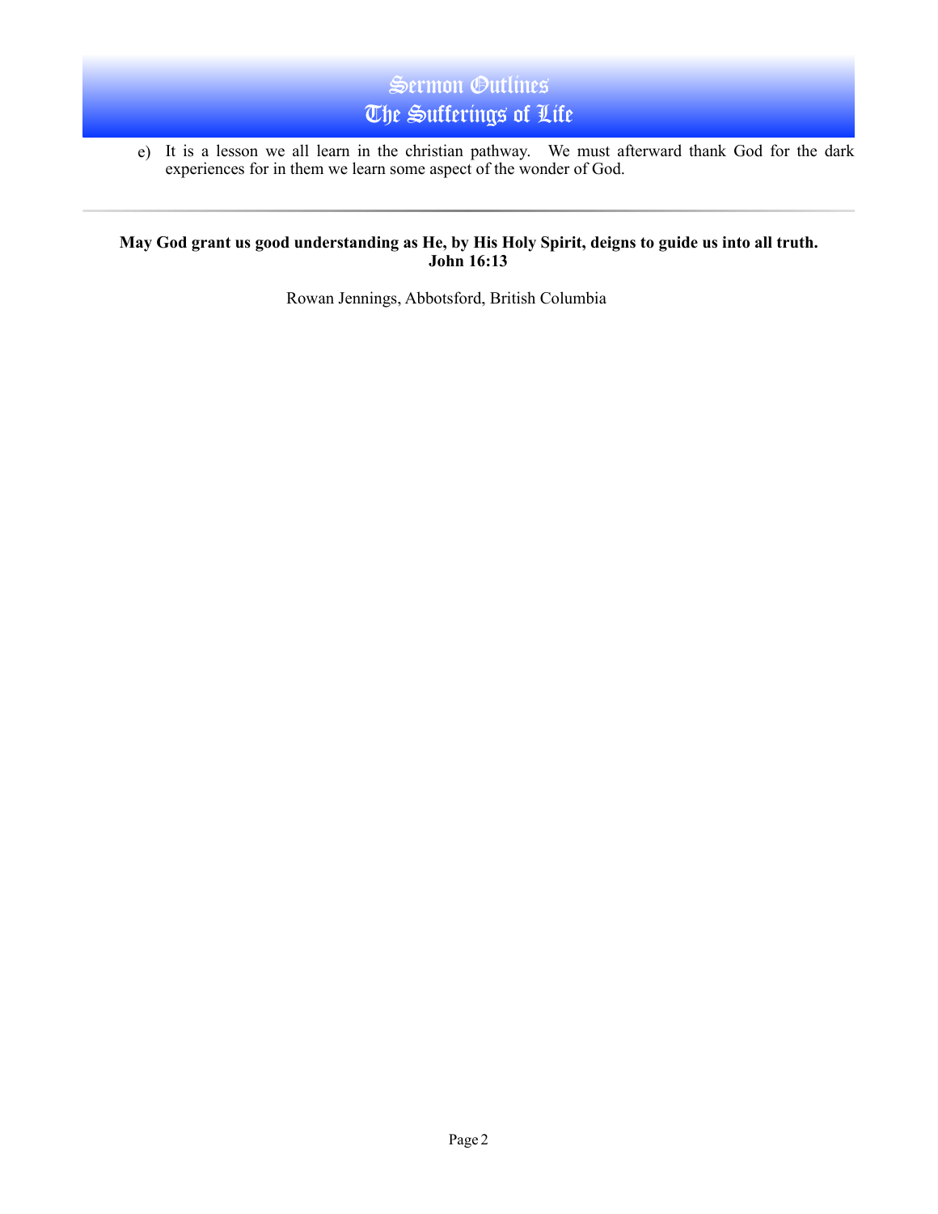e) It is a lesson we all learn in the christian pathway. We must afterward thank God for the dark experiences for in them we learn some aspect of the wonder of God.

---

**May God grant us good understanding as He, by His Holy Spirit, deigns to guide us into all truth. John 16:13**

Rowan Jennings, Abbotsford, British Columbia